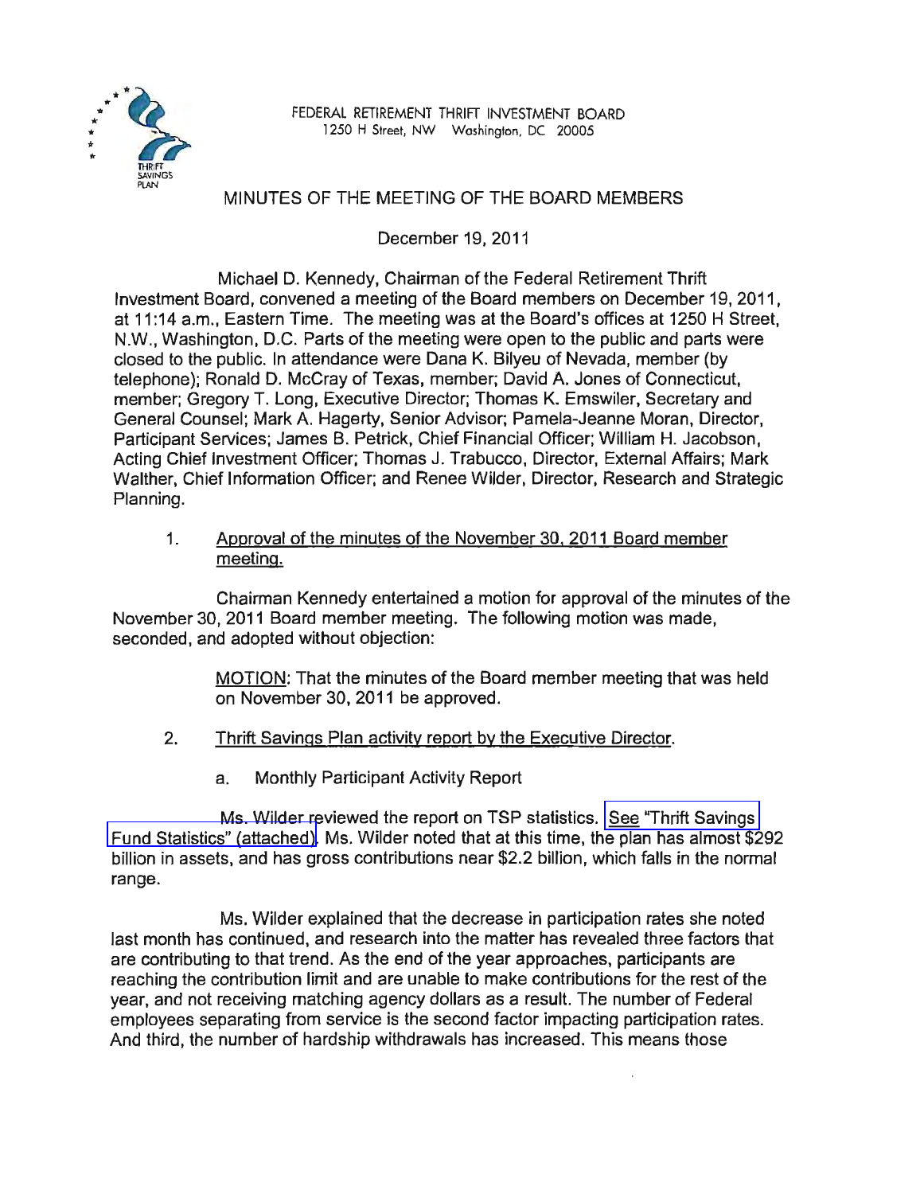FEDERAL RETIREMENT THRIFT INVESTMENT BOARD
1250 H Street, NW Washington, DC 20005

# MINUTES OF THE MEETING OF THE BOARD MEMBERS

December 19, 2011

Michael D. Kennedy, Chairman of the Federal Retirement Thrift Investment Board, convened a meeting of the Board members on December 19, 2011, at 11:14 a.m., Eastern Time. The meeting was at the Board's offices at 1250 H Street, N.W., Washington, D.C. Parts of the meeting were open to the public and parts were closed to the public. In attendance were Dana K. Bilyeu of Nevada, member (by telephone); Ronald D. McCray of Texas, member; David A. Jones of Connecticut, member; Gregory T. Long, Executive Director; Thomas K. Emswiler, Secretary and General Counsel; Mark A. Hagerty, Senior Advisor; Pamela-Jeanne Moran, Director, Participant Services; James B. Petrick, Chief Financial Officer; William H. Jacobson, Acting Chief Investment Officer; Thomas J. Trabucco, Director, External Affairs; Mark Walther, Chief Information Officer; and Renee Wilder, Director, Research and Strategic Planning.

1. Approval of the minutes of the November 30, 2011 Board member meeting.

Chairman Kennedy entertained a motion for approval of the minutes of the November 30, 2011 Board member meeting. The following motion was made, seconded, and adopted without objection:

> MOTION: That the minutes of the Board member meeting that was held on November 30, 2011 be approved.

2. Thrift Savings Plan activity report by the Executive Director.

   a. Monthly Participant Activity Report

Ms. Wilder reviewed the report on TSP statistics. See "Thrift Savings Fund Statistics" (attached). Ms. Wilder noted that at this time, the plan has almost $292 billion in assets, and has gross contributions near $2.2 billion, which falls in the normal range.

Ms. Wilder explained that the decrease in participation rates she noted last month has continued, and research into the matter has revealed three factors that are contributing to that trend. As the end of the year approaches, participants are reaching the contribution limit and are unable to make contributions for the rest of the year, and not receiving matching agency dollars as a result. The number of Federal employees separating from service is the second factor impacting participation rates. And third, the number of hardship withdrawals has increased. This means those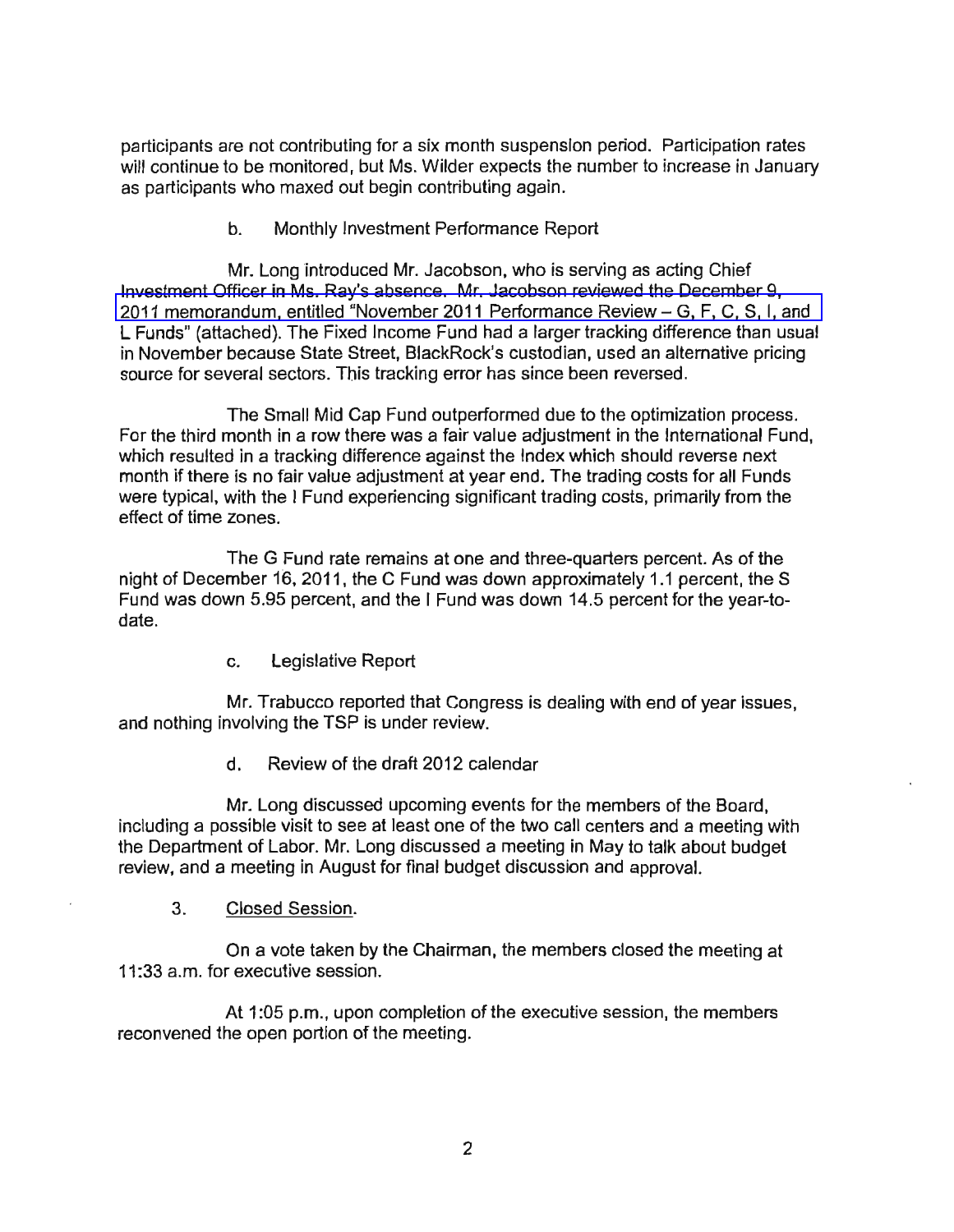participants are not contributing for a six month suspension period. Participation rates will continue to be monitored, but Ms. Wilder expects the number to increase in January as participants who maxed out begin contributing again.

b. Monthly Investment Performance Report

Mr. Long introduced Mr. Jacobson, who is serving as acting Chief Investment Officer in Ms. Ray's absence. Mr. Jacobson reviewed the December 9, 2011 memorandum, entitled "November 2011 Performance Review – G, F, C, S, I, and L Funds" (attached). The Fixed Income Fund had a larger tracking difference than usual in November because State Street, BlackRock's custodian, used an alternative pricing source for several sectors. This tracking error has since been reversed.

The Small Mid Cap Fund outperformed due to the optimization process. For the third month in a row there was a fair value adjustment in the International Fund, which resulted in a tracking difference against the Index which should reverse next month if there is no fair value adjustment at year end. The trading costs for all Funds were typical, with the I Fund experiencing significant trading costs, primarily from the effect of time zones.

The G Fund rate remains at one and three-quarters percent. As of the night of December 16, 2011, the C Fund was down approximately 1.1 percent, the S Fund was down 5.95 percent, and the I Fund was down 14.5 percent for the year-to-date.

c. Legislative Report

Mr. Trabucco reported that Congress is dealing with end of year issues, and nothing involving the TSP is under review.

d. Review of the draft 2012 calendar

Mr. Long discussed upcoming events for the members of the Board, including a possible visit to see at least one of the two call centers and a meeting with the Department of Labor. Mr. Long discussed a meeting in May to talk about budget review, and a meeting in August for final budget discussion and approval.

3. Closed Session.

On a vote taken by the Chairman, the members closed the meeting at 11:33 a.m. for executive session.

At 1:05 p.m., upon completion of the executive session, the members reconvened the open portion of the meeting.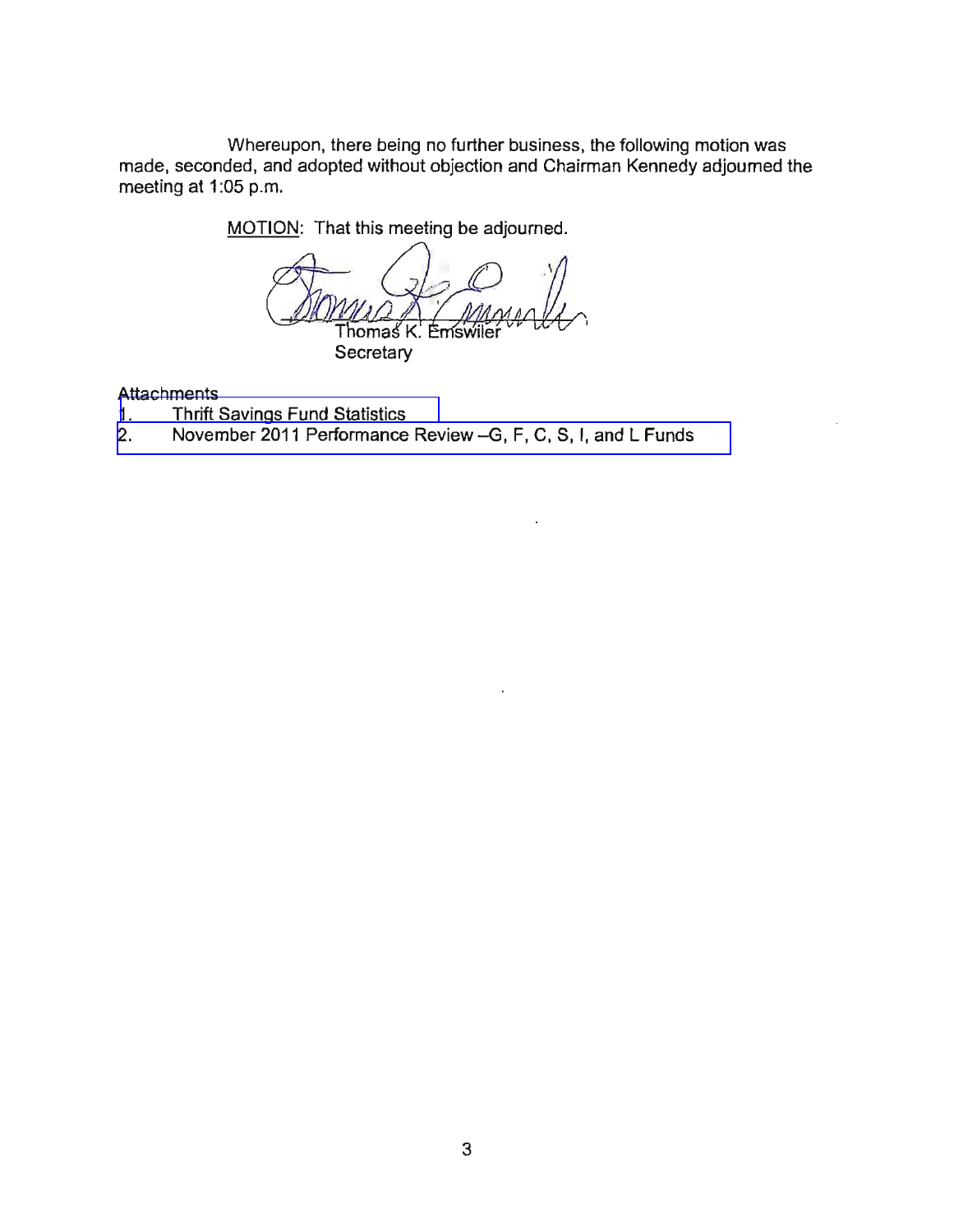Whereupon, there being no further business, the following motion was made, seconded, and adopted without objection and Chairman Kennedy adjourned the meeting at 1:05 p.m.

MOTION: That this meeting be adjourned.

Thomas K. Emswiler
Secretary

Attachments

1. Thrift Savings Fund Statistics
2. November 2011 Performance Review –G, F, C, S, I, and L Funds